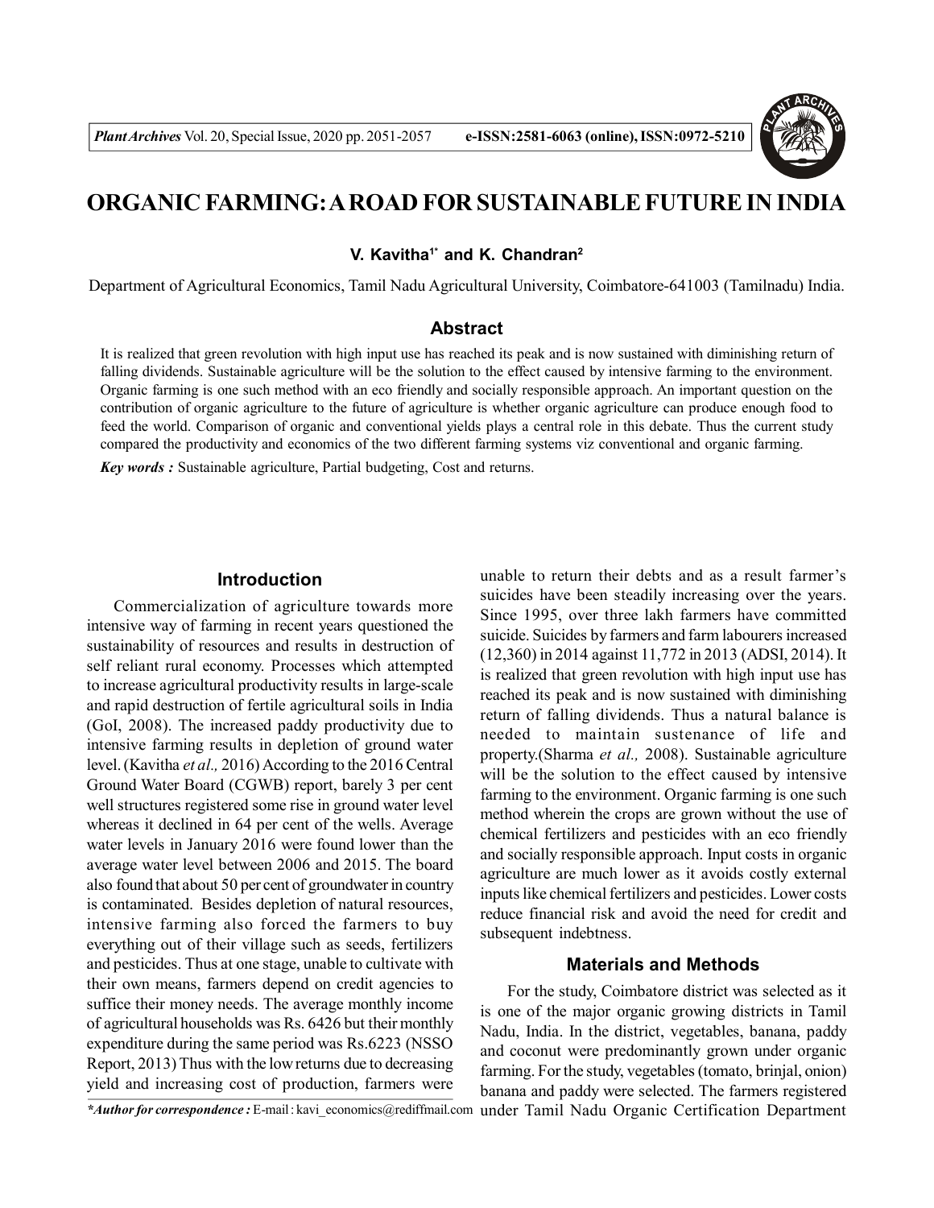# ORGANIC FARMING: A ROAD FOR SUSTAINABLE FUTURE IN INDIA

**V. Kavitha[1*] and K. Chandran[2]**

Department of Agricultural Economics, Tamil Nadu Agricultural University, Coimbatore-641003 (Tamilnadu) India.

## Abstract

It is realized that green revolution with high input use has reached its peak and is now sustained with diminishing return of falling dividends. Sustainable agriculture will be the solution to the effect caused by intensive farming to the environment. Organic farming is one such method with an eco friendly and socially responsible approach. An important question on the contribution of organic agriculture to the future of agriculture is whether organic agriculture can produce enough food to feed the world. Comparison of organic and conventional yields plays a central role in this debate. Thus the current study compared the productivity and economics of the two different farming systems viz conventional and organic farming.

***Key words :*** Sustainable agriculture, Partial budgeting, Cost and returns.

## Introduction

Commercialization of agriculture towards more intensive way of farming in recent years questioned the sustainability of resources and results in destruction of self reliant rural economy. Processes which attempted to increase agricultural productivity results in large-scale and rapid destruction of fertile agricultural soils in India (GoI, 2008). The increased paddy productivity due to intensive farming results in depletion of ground water level. (Kavitha *et al.,* 2016) According to the 2016 Central Ground Water Board (CGWB) report, barely 3 per cent well structures registered some rise in ground water level whereas it declined in 64 per cent of the wells. Average water levels in January 2016 were found lower than the average water level between 2006 and 2015. The board also found that about 50 per cent of groundwater in country is contaminated. Besides depletion of natural resources, intensive farming also forced the farmers to buy everything out of their village such as seeds, fertilizers and pesticides. Thus at one stage, unable to cultivate with their own means, farmers depend on credit agencies to suffice their money needs. The average monthly income of agricultural households was Rs. 6426 but their monthly expenditure during the same period was Rs.6223 (NSSO Report, 2013) Thus with the low returns due to decreasing yield and increasing cost of production, farmers were unable to return their debts and as a result farmer's suicides have been steadily increasing over the years. Since 1995, over three lakh farmers have committed suicide. Suicides by farmers and farm labourers increased (12,360) in 2014 against 11,772 in 2013 (ADSI, 2014). It is realized that green revolution with high input use has reached its peak and is now sustained with diminishing return of falling dividends. Thus a natural balance is needed to maintain sustenance of life and property.(Sharma *et al.,* 2008). Sustainable agriculture will be the solution to the effect caused by intensive farming to the environment. Organic farming is one such method wherein the crops are grown without the use of chemical fertilizers and pesticides with an eco friendly and socially responsible approach. Input costs in organic agriculture are much lower as it avoids costly external inputs like chemical fertilizers and pesticides. Lower costs reduce financial risk and avoid the need for credit and subsequent indebtness.

## Materials and Methods

For the study, Coimbatore district was selected as it is one of the major organic growing districts in Tamil Nadu, India. In the district, vegetables, banana, paddy and coconut were predominantly grown under organic farming. For the study, vegetables (tomato, brinjal, onion) banana and paddy were selected. The farmers registered under Tamil Nadu Organic Certification Department

****Author for correspondence :*** E-mail : kavi_economics@rediffmail.com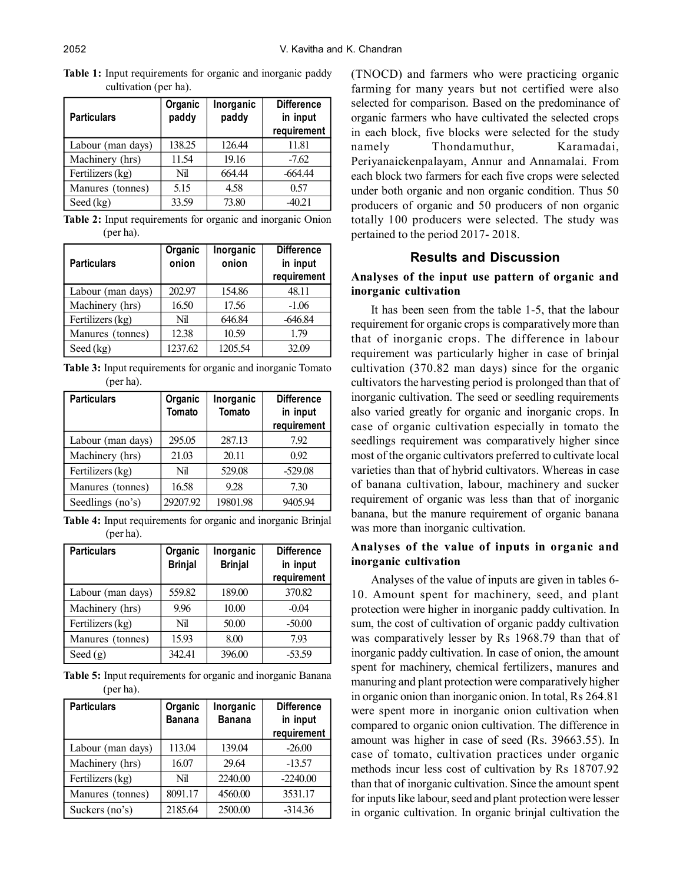**Table 1:** Input requirements for organic and inorganic paddy cultivation (per ha).

| Particulars | Organic paddy | Inorganic paddy | Difference in input requirement |
|---|---|---|---|
| Labour (man days) | 138.25 | 126.44 | 11.81 |
| Machinery (hrs) | 11.54 | 19.16 | -7.62 |
| Fertilizers (kg) | Nil | 664.44 | -664.44 |
| Manures (tonnes) | 5.15 | 4.58 | 0.57 |
| Seed (kg) | 33.59 | 73.80 | -40.21 |

**Table 2:** Input requirements for organic and inorganic Onion (per ha).

| Particulars | Organic onion | Inorganic onion | Difference in input requirement |
|---|---|---|---|
| Labour (man days) | 202.97 | 154.86 | 48.11 |
| Machinery (hrs) | 16.50 | 17.56 | -1.06 |
| Fertilizers (kg) | Nil | 646.84 | -646.84 |
| Manures (tonnes) | 12.38 | 10.59 | 1.79 |
| Seed (kg) | 1237.62 | 1205.54 | 32.09 |

**Table 3:** Input requirements for organic and inorganic Tomato (per ha).

| Particulars | Organic Tomato | Inorganic Tomato | Difference in input requirement |
|---|---|---|---|
| Labour (man days) | 295.05 | 287.13 | 7.92 |
| Machinery (hrs) | 21.03 | 20.11 | 0.92 |
| Fertilizers (kg) | Nil | 529.08 | -529.08 |
| Manures (tonnes) | 16.58 | 9.28 | 7.30 |
| Seedlings (no's) | 29207.92 | 19801.98 | 9405.94 |

**Table 4:** Input requirements for organic and inorganic Brinjal (per ha).

| Particulars | Organic Brinjal | Inorganic Brinjal | Difference in input requirement |
|---|---|---|---|
| Labour (man days) | 559.82 | 189.00 | 370.82 |
| Machinery (hrs) | 9.96 | 10.00 | -0.04 |
| Fertilizers (kg) | Nil | 50.00 | -50.00 |
| Manures (tonnes) | 15.93 | 8.00 | 7.93 |
| Seed (g) | 342.41 | 396.00 | -53.59 |

**Table 5:** Input requirements for organic and inorganic Banana (per ha).

| Particulars | Organic Banana | Inorganic Banana | Difference in input requirement |
|---|---|---|---|
| Labour (man days) | 113.04 | 139.04 | -26.00 |
| Machinery (hrs) | 16.07 | 29.64 | -13.57 |
| Fertilizers (kg) | Nil | 2240.00 | -2240.00 |
| Manures (tonnes) | 8091.17 | 4560.00 | 3531.17 |
| Suckers (no's) | 2185.64 | 2500.00 | -314.36 |

(TNOCD) and farmers who were practicing organic farming for many years but not certified were also selected for comparison. Based on the predominance of organic farmers who have cultivated the selected crops in each block, five blocks were selected for the study namely Thondamuthur, Karamadai, Periyanaickenpalayam, Annur and Annamalai. From each block two farmers for each five crops were selected under both organic and non organic condition. Thus 50 producers of organic and 50 producers of non organic totally 100 producers were selected. The study was pertained to the period 2017- 2018.

## Results and Discussion

### Analyses of the input use pattern of organic and inorganic cultivation

It has been seen from the table 1-5, that the labour requirement for organic crops is comparatively more than that of inorganic crops. The difference in labour requirement was particularly higher in case of brinjal cultivation (370.82 man days) since for the organic cultivators the harvesting period is prolonged than that of inorganic cultivation. The seed or seedling requirements also varied greatly for organic and inorganic crops. In case of organic cultivation especially in tomato the seedlings requirement was comparatively higher since most of the organic cultivators preferred to cultivate local varieties than that of hybrid cultivators. Whereas in case of banana cultivation, labour, machinery and sucker requirement of organic was less than that of inorganic banana, but the manure requirement of organic banana was more than inorganic cultivation.

### Analyses of the value of inputs in organic and inorganic cultivation

Analyses of the value of inputs are given in tables 6-10. Amount spent for machinery, seed, and plant protection were higher in inorganic paddy cultivation. In sum, the cost of cultivation of organic paddy cultivation was comparatively lesser by Rs 1968.79 than that of inorganic paddy cultivation. In case of onion, the amount spent for machinery, chemical fertilizers, manures and manuring and plant protection were comparatively higher in organic onion than inorganic onion. In total, Rs 264.81 were spent more in inorganic onion cultivation when compared to organic onion cultivation. The difference in amount was higher in case of seed (Rs. 39663.55). In case of tomato, cultivation practices under organic methods incur less cost of cultivation by Rs 18707.92 than that of inorganic cultivation. Since the amount spent for inputs like labour, seed and plant protection were lesser in organic cultivation. In organic brinjal cultivation the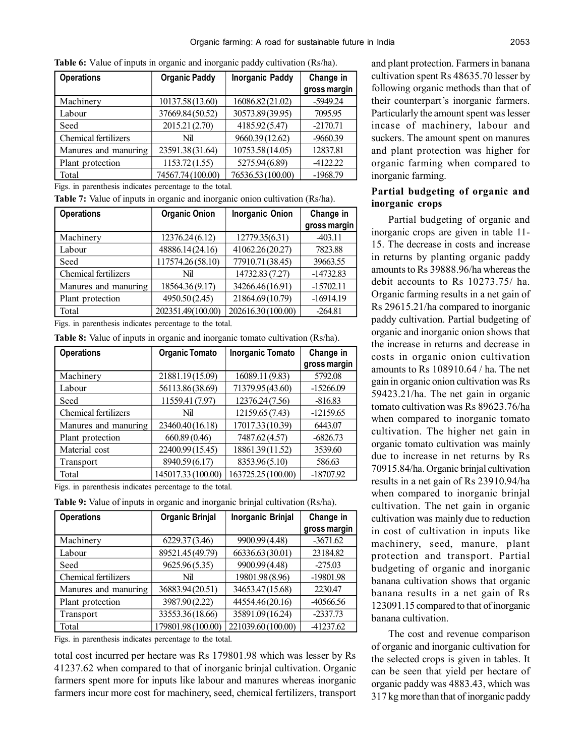**Table 6:** Value of inputs in organic and inorganic paddy cultivation (Rs/ha).

| Operations | Organic Paddy | Inorganic Paddy | Change in gross margin |
|---|---|---|---|
| Machinery | 10137.58 (13.60) | 16086.82 (21.02) | -5949.24 |
| Labour | 37669.84 (50.52) | 30573.89 (39.95) | 7095.95 |
| Seed | 2015.21 (2.70) | 4185.92 (5.47) | -2170.71 |
| Chemical fertilizers | Nil | 9660.39 (12.62) | -9660.39 |
| Manures and manuring | 23591.38 (31.64) | 10753.58 (14.05) | 12837.81 |
| Plant protection | 1153.72 (1.55) | 5275.94 (6.89) | -4122.22 |
| Total | 74567.74 (100.00) | 76536.53 (100.00) | -1968.79 |

Figs. in parenthesis indicates percentage to the total.

**Table 7:** Value of inputs in organic and inorganic onion cultivation (Rs/ha).

| Operations | Organic Onion | Inorganic Onion | Change in gross margin |
|---|---|---|---|
| Machinery | 12376.24 (6.12) | 12779.35 (6.31) | -403.11 |
| Labour | 48886.14 (24.16) | 41062.26 (20.27) | 7823.88 |
| Seed | 117574.26 (58.10) | 77910.71 (38.45) | 39663.55 |
| Chemical fertilizers | Nil | 14732.83 (7.27) | -14732.83 |
| Manures and manuring | 18564.36 (9.17) | 34266.46 (16.91) | -15702.11 |
| Plant protection | 4950.50 (2.45) | 21864.69 (10.79) | -16914.19 |
| Total | 202351.49 (100.00) | 202616.30 (100.00) | -264.81 |

Figs. in parenthesis indicates percentage to the total.

**Table 8:** Value of inputs in organic and inorganic tomato cultivation (Rs/ha).

| Operations | Organic Tomato | Inorganic Tomato | Change in gross margin |
|---|---|---|---|
| Machinery | 21881.19 (15.09) | 16089.11 (9.83) | 5792.08 |
| Labour | 56113.86 (38.69) | 71379.95 (43.60) | -15266.09 |
| Seed | 11559.41 (7.97) | 12376.24 (7.56) | -816.83 |
| Chemical fertilizers | Nil | 12159.65 (7.43) | -12159.65 |
| Manures and manuring | 23460.40 (16.18) | 17017.33 (10.39) | 6443.07 |
| Plant protection | 660.89 (0.46) | 7487.62 (4.57) | -6826.73 |
| Material cost | 22400.99 (15.45) | 18861.39 (11.52) | 3539.60 |
| Transport | 8940.59 (6.17) | 8353.96 (5.10) | 586.63 |
| Total | 145017.33 (100.00) | 163725.25 (100.00) | -18707.92 |

Figs. in parenthesis indicates percentage to the total.

**Table 9:** Value of inputs in organic and inorganic brinjal cultivation (Rs/ha).

| Operations | Organic Brinjal | Inorganic Brinjal | Change in gross margin |
|---|---|---|---|
| Machinery | 6229.37 (3.46) | 9900.99 (4.48) | -3671.62 |
| Labour | 89521.45 (49.79) | 66336.63 (30.01) | 23184.82 |
| Seed | 9625.96 (5.35) | 9900.99 (4.48) | -275.03 |
| Chemical fertilizers | Nil | 19801.98 (8.96) | -19801.98 |
| Manures and manuring | 36883.94 (20.51) | 34653.47 (15.68) | 2230.47 |
| Plant protection | 3987.90 (2.22) | 44554.46 (20.16) | -40566.56 |
| Transport | 33553.36 (18.66) | 35891.09 (16.24) | -2337.73 |
| Total | 179801.98 (100.00) | 221039.60 (100.00) | -41237.62 |

Figs. in parenthesis indicates percentage to the total.

total cost incurred per hectare was Rs 179801.98 which was lesser by Rs 41237.62 when compared to that of inorganic brinjal cultivation. Organic farmers spent more for inputs like labour and manures whereas inorganic farmers incur more cost for machinery, seed, chemical fertilizers, transport and plant protection. Farmers in banana cultivation spent Rs 48635.70 lesser by following organic methods than that of their counterpart's inorganic farmers. Particularly the amount spent was lesser incase of machinery, labour and suckers. The amount spent on manures and plant protection was higher for organic farming when compared to inorganic farming.

### Partial budgeting of organic and inorganic crops

Partial budgeting of organic and inorganic crops are given in table 11-15. The decrease in costs and increase in returns by planting organic paddy amounts to Rs 39888.96/ha whereas the debit accounts to Rs 10273.75/ ha. Organic farming results in a net gain of Rs 29615.21/ha compared to inorganic paddy cultivation. Partial budgeting of organic and inorganic onion shows that the increase in returns and decrease in costs in organic onion cultivation amounts to Rs 108910.64 / ha. The net gain in organic onion cultivation was Rs 59423.21/ha. The net gain in organic tomato cultivation was Rs 89623.76/ha when compared to inorganic tomato cultivation. The higher net gain in organic tomato cultivation was mainly due to increase in net returns by Rs 70915.84/ha. Organic brinjal cultivation results in a net gain of Rs 23910.94/ha when compared to inorganic brinjal cultivation. The net gain in organic cultivation was mainly due to reduction in cost of cultivation in inputs like machinery, seed, manure, plant protection and transport. Partial budgeting of organic and inorganic banana cultivation shows that organic banana results in a net gain of Rs 123091.15 compared to that of inorganic banana cultivation.

The cost and revenue comparison of organic and inorganic cultivation for the selected crops is given in tables. It can be seen that yield per hectare of organic paddy was 4883.43, which was 317 kg more than that of inorganic paddy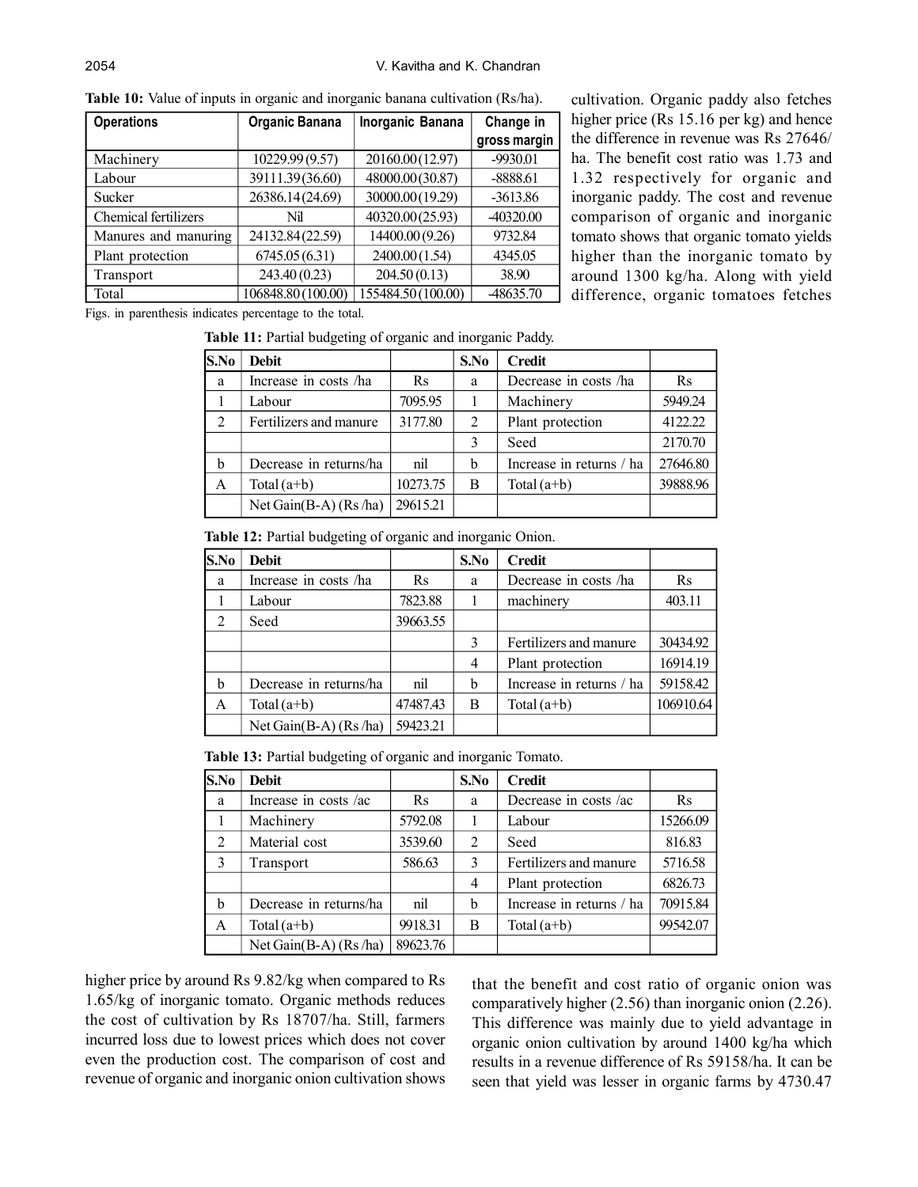**Table 10:** Value of inputs in organic and inorganic banana cultivation (Rs/ha).

| Operations | Organic Banana | Inorganic Banana | Change in gross margin |
|---|---|---|---|
| Machinery | 10229.99 (9.57) | 20160.00 (12.97) | -9930.01 |
| Labour | 39111.39 (36.60) | 48000.00 (30.87) | -8888.61 |
| Sucker | 26386.14 (24.69) | 30000.00 (19.29) | -3613.86 |
| Chemical fertilizers | Nil | 40320.00 (25.93) | -40320.00 |
| Manures and manuring | 24132.84 (22.59) | 14400.00 (9.26) | 9732.84 |
| Plant protection | 6745.05 (6.31) | 2400.00 (1.54) | 4345.05 |
| Transport | 243.40 (0.23) | 204.50 (0.13) | 38.90 |
| Total | 106848.80 (100.00) | 155484.50 (100.00) | -48635.70 |

Figs. in parenthesis indicates percentage to the total.

cultivation. Organic paddy also fetches higher price (Rs 15.16 per kg) and hence the difference in revenue was Rs 27646/ha. The benefit cost ratio was 1.73 and 1.32 respectively for organic and inorganic paddy. The cost and revenue comparison of organic and inorganic tomato shows that organic tomato yields higher than the inorganic tomato by around 1300 kg/ha. Along with yield difference, organic tomatoes fetches higher price by around Rs 9.82/kg when compared to Rs 1.65/kg of inorganic tomato. Organic methods reduces the cost of cultivation by Rs 18707/ha. Still, farmers incurred loss due to lowest prices which does not cover even the production cost. The comparison of cost and revenue of organic and inorganic onion cultivation shows that the benefit and cost ratio of organic onion was comparatively higher (2.56) than inorganic onion (2.26). This difference was mainly due to yield advantage in organic onion cultivation by around 1400 kg/ha which results in a revenue difference of Rs 59158/ha. It can be seen that yield was lesser in organic farms by 4730.47

**Table 11:** Partial budgeting of organic and inorganic Paddy.

| S.No | Debit | | S.No | Credit | |
|---|---|---|---|---|---|
| a | Increase in costs /ha | Rs | a | Decrease in costs /ha | Rs |
| 1 | Labour | 7095.95 | 1 | Machinery | 5949.24 |
| 2 | Fertilizers and manure | 3177.80 | 2 | Plant protection | 4122.22 |
| | | | 3 | Seed | 2170.70 |
| b | Decrease in returns/ha | nil | b | Increase in returns / ha | 27646.80 |
| A | Total (a+b) | 10273.75 | B | Total (a+b) | 39888.96 |
| | Net Gain(B-A) (Rs /ha) | 29615.21 | | | |

**Table 12:** Partial budgeting of organic and inorganic Onion.

| S.No | Debit | | S.No | Credit | |
|---|---|---|---|---|---|
| a | Increase in costs /ha | Rs | a | Decrease in costs /ha | Rs |
| 1 | Labour | 7823.88 | 1 | machinery | 403.11 |
| 2 | Seed | 39663.55 | | | |
| | | | 3 | Fertilizers and manure | 30434.92 |
| | | | 4 | Plant protection | 16914.19 |
| b | Decrease in returns/ha | nil | b | Increase in returns / ha | 59158.42 |
| A | Total (a+b) | 47487.43 | B | Total (a+b) | 106910.64 |
| | Net Gain(B-A) (Rs /ha) | 59423.21 | | | |

**Table 13:** Partial budgeting of organic and inorganic Tomato.

| S.No | Debit | | S.No | Credit | |
|---|---|---|---|---|---|
| a | Increase in costs /ac | Rs | a | Decrease in costs /ac | Rs |
| 1 | Machinery | 5792.08 | 1 | Labour | 15266.09 |
| 2 | Material cost | 3539.60 | 2 | Seed | 816.83 |
| 3 | Transport | 586.63 | 3 | Fertilizers and manure | 5716.58 |
| | | | 4 | Plant protection | 6826.73 |
| b | Decrease in returns/ha | nil | b | Increase in returns / ha | 70915.84 |
| A | Total (a+b) | 9918.31 | B | Total (a+b) | 99542.07 |
| | Net Gain(B-A) (Rs /ha) | 89623.76 | | | |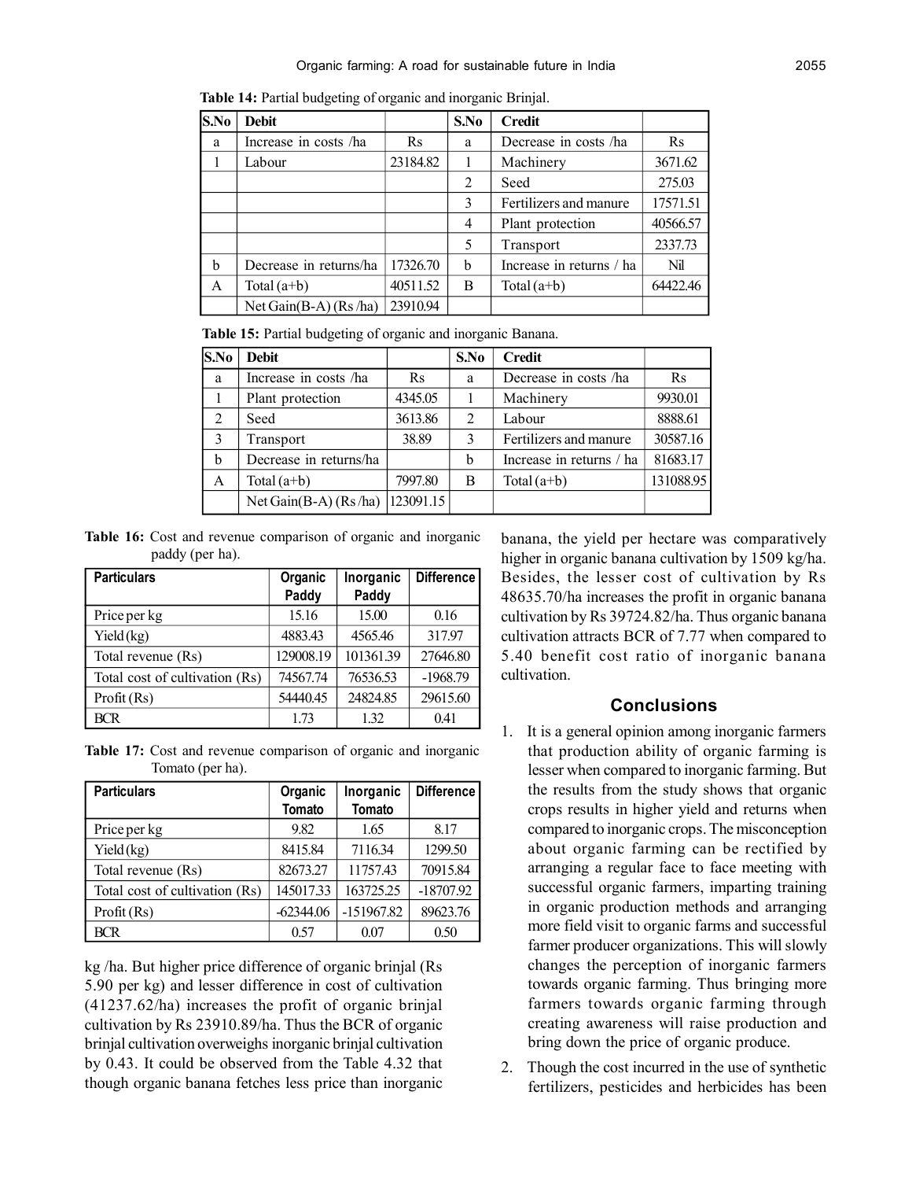**Table 14:** Partial budgeting of organic and inorganic Brinjal.

| S.No | Debit | | S.No | Credit | |
|---|---|---|---|---|---|
| a | Increase in costs /ha | Rs | a | Decrease in costs /ha | Rs |
| 1 | Labour | 23184.82 | 1 | Machinery | 3671.62 |
| | | | 2 | Seed | 275.03 |
| | | | 3 | Fertilizers and manure | 17571.51 |
| | | | 4 | Plant protection | 40566.57 |
| | | | 5 | Transport | 2337.73 |
| b | Decrease in returns/ha | 17326.70 | b | Increase in returns / ha | Nil |
| A | Total (a+b) | 40511.52 | B | Total (a+b) | 64422.46 |
| | Net Gain(B-A) (Rs /ha) | 23910.94 | | | |

**Table 15:** Partial budgeting of organic and inorganic Banana.

| S.No | Debit | | S.No | Credit | |
|---|---|---|---|---|---|
| a | Increase in costs /ha | Rs | a | Decrease in costs /ha | Rs |
| 1 | Plant protection | 4345.05 | 1 | Machinery | 9930.01 |
| 2 | Seed | 3613.86 | 2 | Labour | 8888.61 |
| 3 | Transport | 38.89 | 3 | Fertilizers and manure | 30587.16 |
| b | Decrease in returns/ha | | b | Increase in returns / ha | 81683.17 |
| A | Total (a+b) | 7997.80 | B | Total (a+b) | 131088.95 |
| | Net Gain(B-A) (Rs /ha) | 123091.15 | | | |

**Table 16:** Cost and revenue comparison of organic and inorganic paddy (per ha).

| Particulars | Organic Paddy | Inorganic Paddy | Difference |
|---|---|---|---|
| Price per kg | 15.16 | 15.00 | 0.16 |
| Yield (kg) | 4883.43 | 4565.46 | 317.97 |
| Total revenue (Rs) | 129008.19 | 101361.39 | 27646.80 |
| Total cost of cultivation (Rs) | 74567.74 | 76536.53 | -1968.79 |
| Profit (Rs) | 54440.45 | 24824.85 | 29615.60 |
| BCR | 1.73 | 1.32 | 0.41 |

**Table 17:** Cost and revenue comparison of organic and inorganic Tomato (per ha).

| Particulars | Organic Tomato | Inorganic Tomato | Difference |
|---|---|---|---|
| Price per kg | 9.82 | 1.65 | 8.17 |
| Yield (kg) | 8415.84 | 7116.34 | 1299.50 |
| Total revenue (Rs) | 82673.27 | 11757.43 | 70915.84 |
| Total cost of cultivation (Rs) | 145017.33 | 163725.25 | -18707.92 |
| Profit (Rs) | -62344.06 | -151967.82 | 89623.76 |
| BCR | 0.57 | 0.07 | 0.50 |

kg /ha. But higher price difference of organic brinjal (Rs 5.90 per kg) and lesser difference in cost of cultivation (41237.62/ha) increases the profit of organic brinjal cultivation by Rs 23910.89/ha. Thus the BCR of organic brinjal cultivation overweighs inorganic brinjal cultivation by 0.43. It could be observed from the Table 4.32 that though organic banana fetches less price than inorganic banana, the yield per hectare was comparatively higher in organic banana cultivation by 1509 kg/ha. Besides, the lesser cost of cultivation by Rs 48635.70/ha increases the profit in organic banana cultivation by Rs 39724.82/ha. Thus organic banana cultivation attracts BCR of 7.77 when compared to 5.40 benefit cost ratio of inorganic banana cultivation.

## Conclusions

1. It is a general opinion among inorganic farmers that production ability of organic farming is lesser when compared to inorganic farming. But the results from the study shows that organic crops results in higher yield and returns when compared to inorganic crops. The misconception about organic farming can be rectified by arranging a regular face to face meeting with successful organic farmers, imparting training in organic production methods and arranging more field visit to organic farms and successful farmer producer organizations. This will slowly changes the perception of inorganic farmers towards organic farming. Thus bringing more farmers towards organic farming through creating awareness will raise production and bring down the price of organic produce.
2. Though the cost incurred in the use of synthetic fertilizers, pesticides and herbicides has been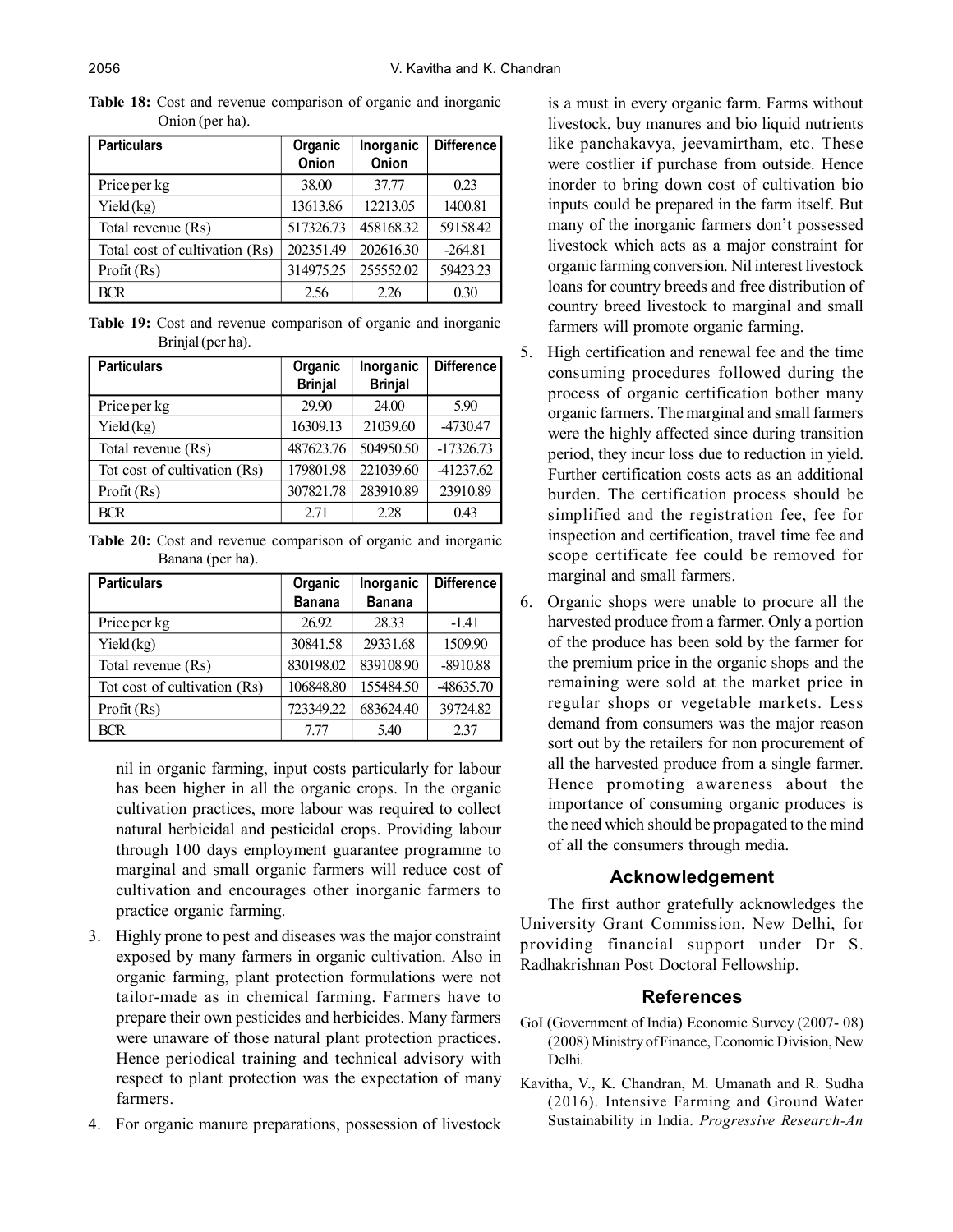**Table 18:** Cost and revenue comparison of organic and inorganic Onion (per ha).

| Particulars | Organic Onion | Inorganic Onion | Difference |
|---|---|---|---|
| Price per kg | 38.00 | 37.77 | 0.23 |
| Yield (kg) | 13613.86 | 12213.05 | 1400.81 |
| Total revenue (Rs) | 517326.73 | 458168.32 | 59158.42 |
| Total cost of cultivation (Rs) | 202351.49 | 202616.30 | -264.81 |
| Profit (Rs) | 314975.25 | 255552.02 | 59423.23 |
| BCR | 2.56 | 2.26 | 0.30 |

**Table 19:** Cost and revenue comparison of organic and inorganic Brinjal (per ha).

| Particulars | Organic Brinjal | Inorganic Brinjal | Difference |
|---|---|---|---|
| Price per kg | 29.90 | 24.00 | 5.90 |
| Yield (kg) | 16309.13 | 21039.60 | -4730.47 |
| Total revenue (Rs) | 487623.76 | 504950.50 | -17326.73 |
| Tot cost of cultivation (Rs) | 179801.98 | 221039.60 | -41237.62 |
| Profit (Rs) | 307821.78 | 283910.89 | 23910.89 |
| BCR | 2.71 | 2.28 | 0.43 |

**Table 20:** Cost and revenue comparison of organic and inorganic Banana (per ha).

| Particulars | Organic Banana | Inorganic Banana | Difference |
|---|---|---|---|
| Price per kg | 26.92 | 28.33 | -1.41 |
| Yield (kg) | 30841.58 | 29331.68 | 1509.90 |
| Total revenue (Rs) | 830198.02 | 839108.90 | -8910.88 |
| Tot cost of cultivation (Rs) | 106848.80 | 155484.50 | -48635.70 |
| Profit (Rs) | 723349.22 | 683624.40 | 39724.82 |
| BCR | 7.77 | 5.40 | 2.37 |

nil in organic farming, input costs particularly for labour has been higher in all the organic crops. In the organic cultivation practices, more labour was required to collect natural herbicidal and pesticidal crops. Providing labour through 100 days employment guarantee programme to marginal and small organic farmers will reduce cost of cultivation and encourages other inorganic farmers to practice organic farming.

3. Highly prone to pest and diseases was the major constraint exposed by many farmers in organic cultivation. Also in organic farming, plant protection formulations were not tailor-made as in chemical farming. Farmers have to prepare their own pesticides and herbicides. Many farmers were unaware of those natural plant protection practices. Hence periodical training and technical advisory with respect to plant protection was the expectation of many farmers.

4. For organic manure preparations, possession of livestock is a must in every organic farm. Farms without livestock, buy manures and bio liquid nutrients like panchakavya, jeevamirtham, etc. These were costlier if purchase from outside. Hence inorder to bring down cost of cultivation bio inputs could be prepared in the farm itself. But many of the inorganic farmers don't possessed livestock which acts as a major constraint for organic farming conversion. Nil interest livestock loans for country breeds and free distribution of country breed livestock to marginal and small farmers will promote organic farming.

5. High certification and renewal fee and the time consuming procedures followed during the process of organic certification bother many organic farmers. The marginal and small farmers were the highly affected since during transition period, they incur loss due to reduction in yield. Further certification costs acts as an additional burden. The certification process should be simplified and the registration fee, fee for inspection and certification, travel time fee and scope certificate fee could be removed for marginal and small farmers.

6. Organic shops were unable to procure all the harvested produce from a farmer. Only a portion of the produce has been sold by the farmer for the premium price in the organic shops and the remaining were sold at the market price in regular shops or vegetable markets. Less demand from consumers was the major reason sort out by the retailers for non procurement of all the harvested produce from a single farmer. Hence promoting awareness about the importance of consuming organic produces is the need which should be propagated to the mind of all the consumers through media.

## Acknowledgement

The first author gratefully acknowledges the University Grant Commission, New Delhi, for providing financial support under Dr S. Radhakrishnan Post Doctoral Fellowship.

## References

GoI (Government of India) Economic Survey (2007- 08) (2008) Ministry of Finance, Economic Division, New Delhi.

Kavitha, V., K. Chandran, M. Umanath and R. Sudha (2016). Intensive Farming and Ground Water Sustainability in India. *Progressive Research-An*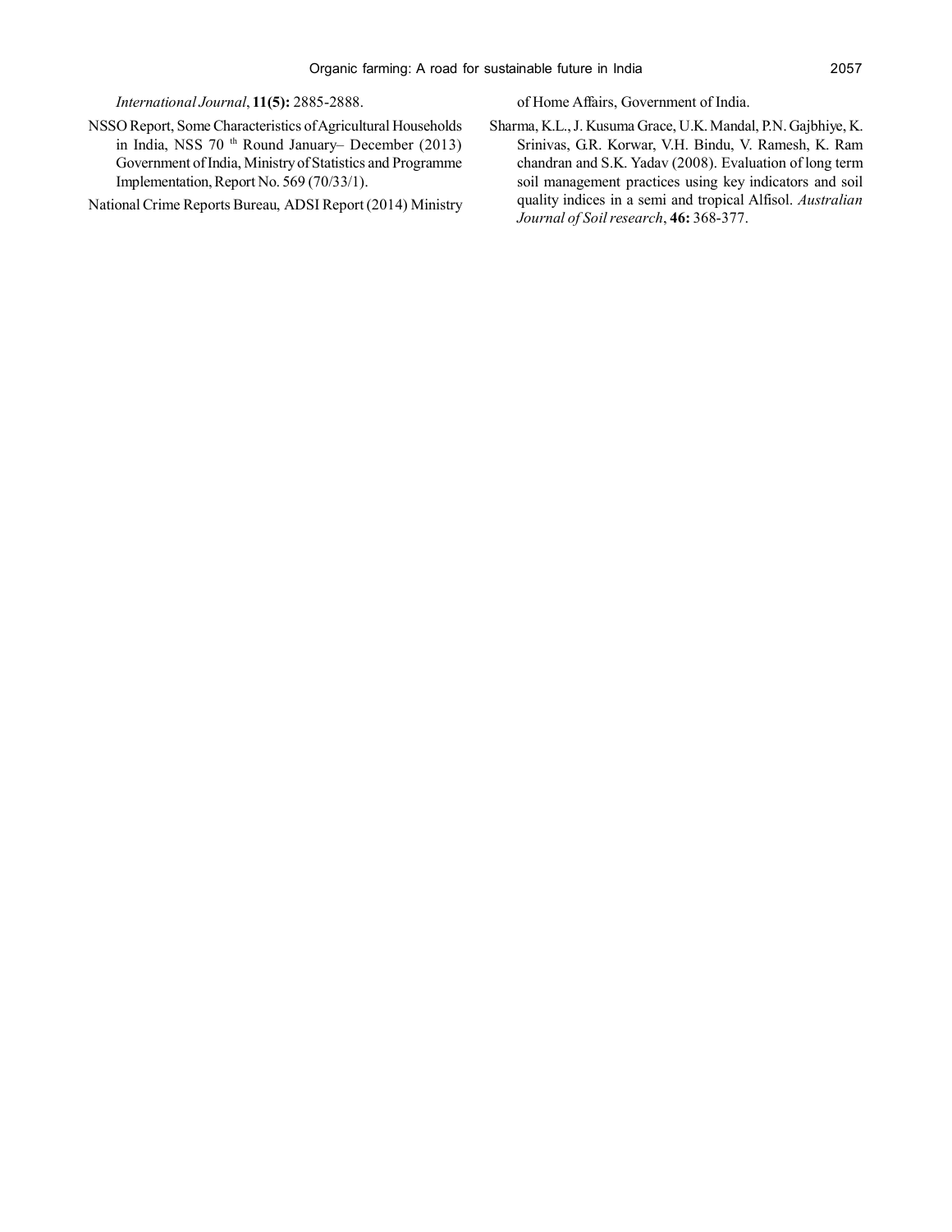*International Journal*, **11(5):** 2885-2888.

NSSO Report, Some Characteristics of Agricultural Households in India, NSS 70 th Round January– December (2013) Government of India, Ministry of Statistics and Programme Implementation, Report No. 569 (70/33/1).

National Crime Reports Bureau, ADSI Report (2014) Ministry of Home Affairs, Government of India.

Sharma, K.L., J. Kusuma Grace, U.K. Mandal, P.N. Gajbhiye, K. Srinivas, G.R. Korwar, V.H. Bindu, V. Ramesh, K. Ram chandran and S.K. Yadav (2008). Evaluation of long term soil management practices using key indicators and soil quality indices in a semi and tropical Alfisol. *Australian Journal of Soil research*, **46:** 368-377.